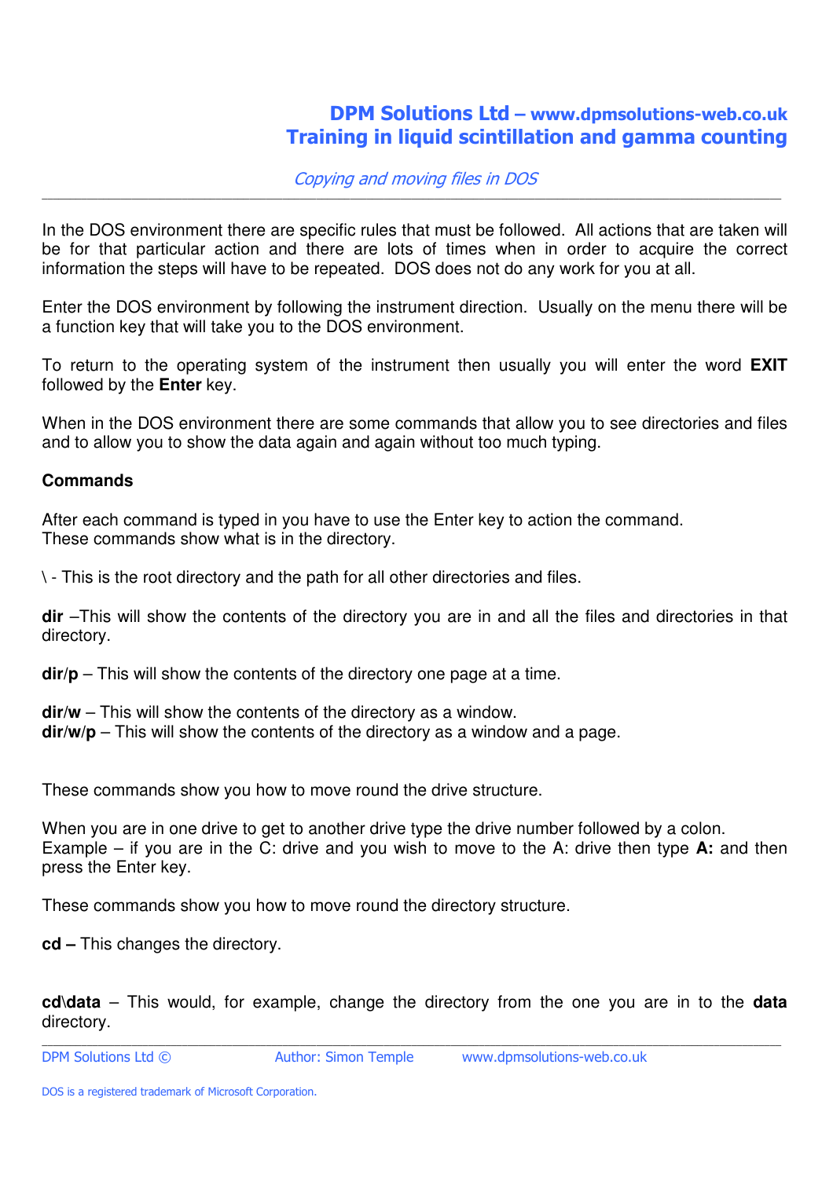**DPM Solutions Ltd – www.dpmsolutions-web.co.uk**
**Training in liquid scintillation and gamma counting**

*Copying and moving files in DOS*

---

In the DOS environment there are specific rules that must be followed. All actions that are taken will be for that particular action and there are lots of times when in order to acquire the correct information the steps will have to be repeated. DOS does not do any work for you at all.

Enter the DOS environment by following the instrument direction. Usually on the menu there will be a function key that will take you to the DOS environment.

To return to the operating system of the instrument then usually you will enter the word **EXIT** followed by the **Enter** key.

When in the DOS environment there are some commands that allow you to see directories and files and to allow you to show the data again and again without too much typing.

**Commands**

After each command is typed in you have to use the Enter key to action the command.
These commands show what is in the directory.

\ - This is the root directory and the path for all other directories and files.

**dir** –This will show the contents of the directory you are in and all the files and directories in that directory.

**dir/p** – This will show the contents of the directory one page at a time.

**dir/w** – This will show the contents of the directory as a window.
**dir/w/p** – This will show the contents of the directory as a window and a page.

These commands show you how to move round the drive structure.

When you are in one drive to get to another drive type the drive number followed by a colon.
Example – if you are in the C: drive and you wish to move to the A: drive then type **A:** and then press the Enter key.

These commands show you how to move round the directory structure.

**cd –** This changes the directory.

**cd\data** – This would, for example, change the directory from the one you are in to the **data** directory.

DPM Solutions Ltd © Author: Simon Temple www.dpmsolutions-web.co.uk

DOS is a registered trademark of Microsoft Corporation.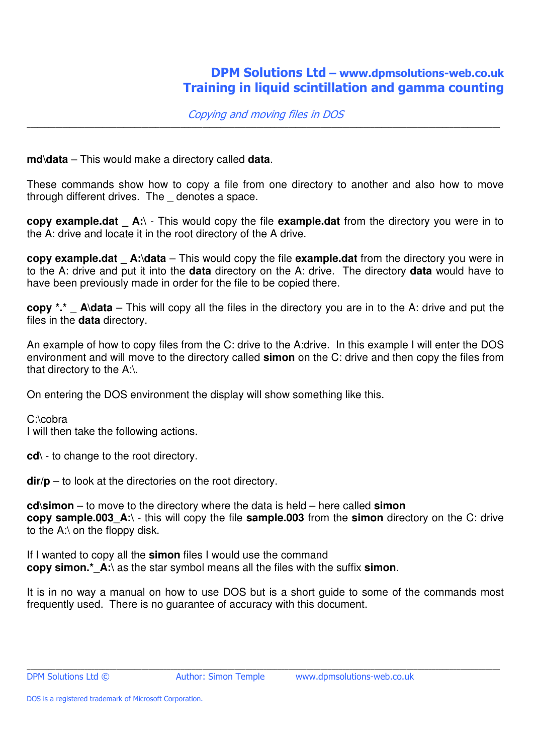**DPM Solutions Ltd – www.dpmsolutions-web.co.uk**
**Training in liquid scintillation and gamma counting**

*Copying and moving files in DOS*

---

**md\data** – This would make a directory called **data**.

These commands show how to copy a file from one directory to another and also how to move through different drives. The _ denotes a space.

**copy example.dat _ A:**\ - This would copy the file **example.dat** from the directory you were in to the A: drive and locate it in the root directory of the A drive.

**copy example.dat _ A:\data** – This would copy the file **example.dat** from the directory you were in to the A: drive and put it into the **data** directory on the A: drive. The directory **data** would have to have been previously made in order for the file to be copied there.

**copy *.* _ A\data** – This will copy all the files in the directory you are in to the A: drive and put the files in the **data** directory.

An example of how to copy files from the C: drive to the A:drive. In this example I will enter the DOS environment and will move to the directory called **simon** on the C: drive and then copy the files from that directory to the A:\.

On entering the DOS environment the display will show something like this.

C:\cobra
I will then take the following actions.

**cd**\ - to change to the root directory.

**dir/p** – to look at the directories on the root directory.

**cd\simon** – to move to the directory where the data is held – here called **simon**
**copy sample.003_A:**\ - this will copy the file **sample.003** from the **simon** directory on the C: drive to the A:\ on the floppy disk.

If I wanted to copy all the **simon** files I would use the command
**copy simon.*_A:**\ as the star symbol means all the files with the suffix **simon**.

It is in no way a manual on how to use DOS but is a short guide to some of the commands most frequently used. There is no guarantee of accuracy with this document.

---

DPM Solutions Ltd © Author: Simon Temple www.dpmsolutions-web.co.uk

DOS is a registered trademark of Microsoft Corporation.